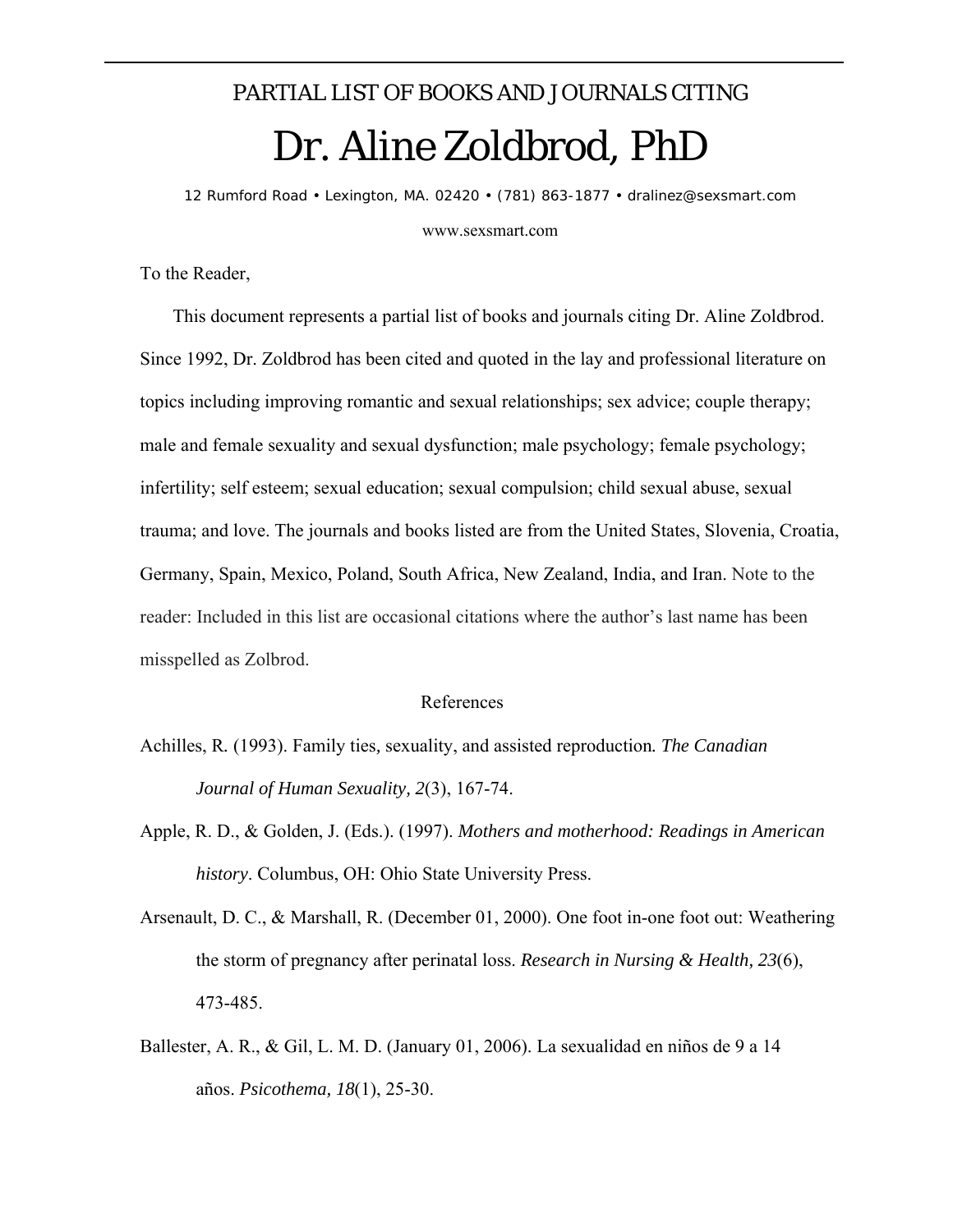PARTIAL LIST OF BOOKS AND JOURNALS CITING

# Dr. Aline Zoldbrod, PhD

12 Rumford Road • Lexington, MA. 02420 • (781) 863-1877 • dralinez@sexsmart.com

www.sexsmart.com

To the Reader,

This document represents a partial list of books and journals citing Dr. Aline Zoldbrod. Since 1992, Dr. Zoldbrod has been cited and quoted in the lay and professional literature on topics including improving romantic and sexual relationships; sex advice; couple therapy; male and female sexuality and sexual dysfunction; male psychology; female psychology; infertility; self esteem; sexual education; sexual compulsion; child sexual abuse, sexual trauma; and love. The journals and books listed are from the United States, Slovenia, Croatia, Germany, Spain, Mexico, Poland, South Africa, New Zealand, India, and Iran. Note to the reader: Included in this list are occasional citations where the author's last name has been misspelled as Zolbrod.

## References

Achilles, R. (1993). Family ties, sexuality, and assisted reproduction. *The Canadian Journal of Human Sexuality, 2*(3), 167-74.

Apple, R. D., & Golden, J. (Eds.). (1997). *Mothers and motherhood: Readings in American history*. Columbus, OH: Ohio State University Press.

Arsenault, D. C., & Marshall, R. (December 01, 2000). One foot in-one foot out: Weathering the storm of pregnancy after perinatal loss. *Research in Nursing & Health, 23*(6), 473-485.

Ballester, A. R., & Gil, L. M. D. (January 01, 2006). La sexualidad en niños de 9 a 14 años. *Psicothema, 18*(1), 25-30.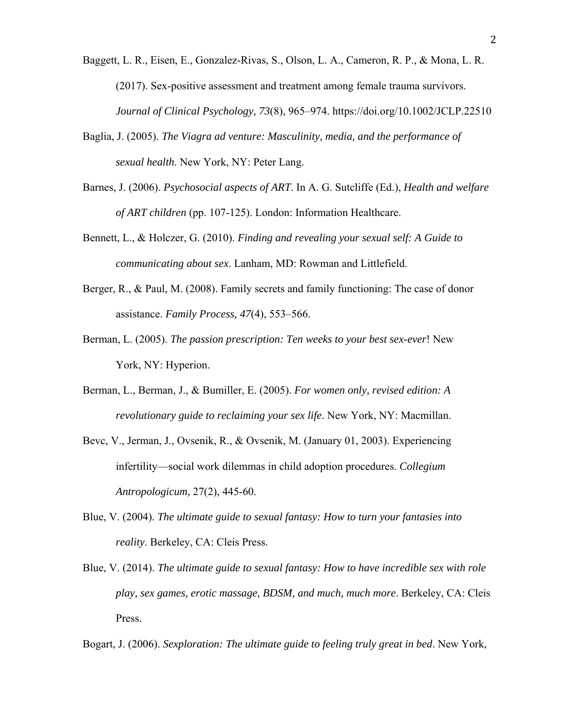Baggett, L. R., Eisen, E., Gonzalez-Rivas, S., Olson, L. A., Cameron, R. P., & Mona, L. R. (2017). Sex-positive assessment and treatment among female trauma survivors. *Journal of Clinical Psychology, 73*(8), 965–974. https://doi.org/10.1002/JCLP.22510

Baglia, J. (2005). *The Viagra ad venture: Masculinity, media, and the performance of sexual health*. New York, NY: Peter Lang.

Barnes, J. (2006). *Psychosocial aspects of ART*. In A. G. Sutcliffe (Ed.), *Health and welfare of ART children* (pp. 107-125). London: Information Healthcare.

Bennett, L., & Holczer, G. (2010). *Finding and revealing your sexual self: A Guide to communicating about sex*. Lanham, MD: Rowman and Littlefield.

Berger, R., & Paul, M. (2008). Family secrets and family functioning: The case of donor assistance. *Family Process, 47*(4), 553–566.

Berman, L. (2005). *The passion prescription: Ten weeks to your best sex-ever*! New York, NY: Hyperion.

Berman, L., Berman, J., & Bumiller, E. (2005). *For women only, revised edition: A revolutionary guide to reclaiming your sex life*. New York, NY: Macmillan.

Bevc, V., Jerman, J., Ovsenik, R., & Ovsenik, M. (January 01, 2003). Experiencing infertility—social work dilemmas in child adoption procedures. *Collegium Antropologicum*, 27(2), 445-60.

Blue, V. (2004). *The ultimate guide to sexual fantasy: How to turn your fantasies into reality*. Berkeley, CA: Cleis Press.

Blue, V. (2014). *The ultimate guide to sexual fantasy: How to have incredible sex with role play, sex games, erotic massage, BDSM, and much, much more*. Berkeley, CA: Cleis Press.

Bogart, J. (2006). *Sexploration: The ultimate guide to feeling truly great in bed*. New York,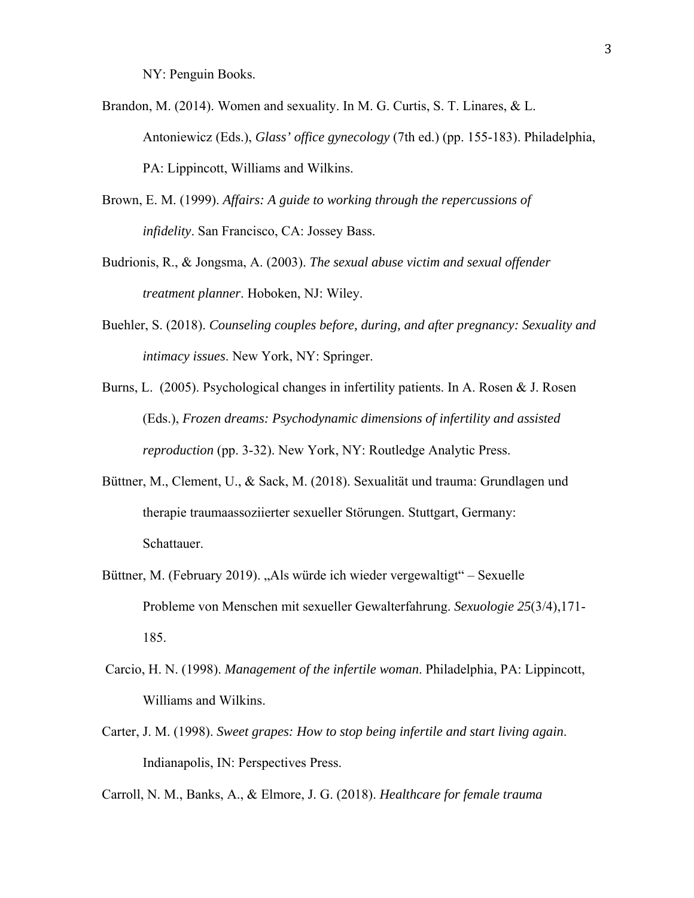NY: Penguin Books.

Brandon, M. (2014). Women and sexuality. In M. G. Curtis, S. T. Linares, & L. Antoniewicz (Eds.), *Glass' office gynecology* (7th ed.) (pp. 155-183). Philadelphia, PA: Lippincott, Williams and Wilkins.

Brown, E. M. (1999). *Affairs: A guide to working through the repercussions of infidelity*. San Francisco, CA: Jossey Bass.

Budrionis, R., & Jongsma, A. (2003). *The sexual abuse victim and sexual offender treatment planner*. Hoboken, NJ: Wiley.

Buehler, S. (2018). *Counseling couples before, during, and after pregnancy: Sexuality and intimacy issues*. New York, NY: Springer.

Burns, L. (2005). Psychological changes in infertility patients. In A. Rosen & J. Rosen (Eds.), *Frozen dreams: Psychodynamic dimensions of infertility and assisted reproduction* (pp. 3-32). New York, NY: Routledge Analytic Press.

Büttner, M., Clement, U., & Sack, M. (2018). Sexualität und trauma: Grundlagen und therapie traumaassoziierter sexueller Störungen. Stuttgart, Germany: Schattauer.

Büttner, M. (February 2019). „Als würde ich wieder vergewaltigt" – Sexuelle Probleme von Menschen mit sexueller Gewalterfahrung. *Sexuologie 25*(3/4),171-185.

Carcio, H. N. (1998). *Management of the infertile woman*. Philadelphia, PA: Lippincott, Williams and Wilkins.

Carter, J. M. (1998). *Sweet grapes: How to stop being infertile and start living again*. Indianapolis, IN: Perspectives Press.

Carroll, N. M., Banks, A., & Elmore, J. G. (2018). *Healthcare for female trauma*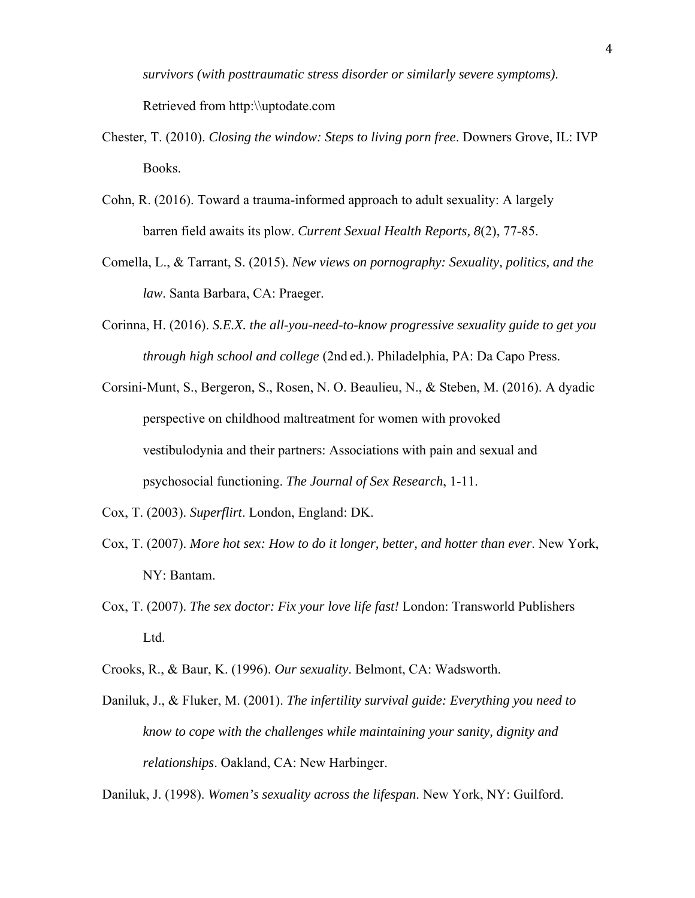*survivors (with posttraumatic stress disorder or similarly severe symptoms).* Retrieved from http:\\uptodate.com

Chester, T. (2010). *Closing the window: Steps to living porn free*. Downers Grove, IL: IVP Books.

Cohn, R. (2016). Toward a trauma-informed approach to adult sexuality: A largely barren field awaits its plow. *Current Sexual Health Reports, 8*(2), 77-85.

Comella, L., & Tarrant, S. (2015). *New views on pornography: Sexuality, politics, and the law*. Santa Barbara, CA: Praeger.

Corinna, H. (2016). *S.E.X. the all-you-need-to-know progressive sexuality guide to get you through high school and college* (2nd ed.). Philadelphia, PA: Da Capo Press.

Corsini-Munt, S., Bergeron, S., Rosen, N. O. Beaulieu, N., & Steben, M. (2016). A dyadic perspective on childhood maltreatment for women with provoked vestibulodynia and their partners: Associations with pain and sexual and psychosocial functioning. *The Journal of Sex Research*, 1-11.

Cox, T. (2003). *Superflirt*. London, England: DK.

Cox, T. (2007). *More hot sex: How to do it longer, better, and hotter than ever*. New York, NY: Bantam.

Cox, T. (2007). *The sex doctor: Fix your love life fast!* London: Transworld Publishers Ltd.

Crooks, R., & Baur, K. (1996). *Our sexuality*. Belmont, CA: Wadsworth.

Daniluk, J., & Fluker, M. (2001). *The infertility survival guide: Everything you need to know to cope with the challenges while maintaining your sanity, dignity and relationships*. Oakland, CA: New Harbinger.

Daniluk, J. (1998). *Women's sexuality across the lifespan*. New York, NY: Guilford.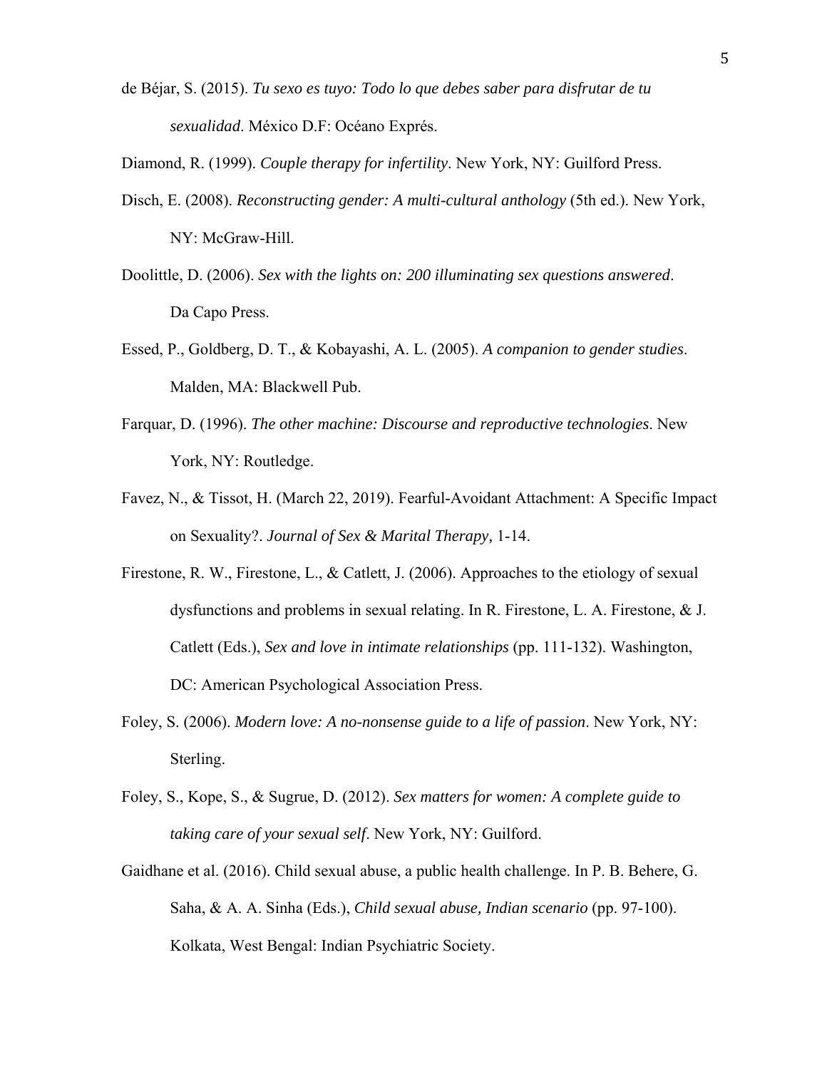de Béjar, S. (2015). *Tu sexo es tuyo: Todo lo que debes saber para disfrutar de tu sexualidad*. México D.F: Océano Exprés.

Diamond, R. (1999). *Couple therapy for infertility*. New York, NY: Guilford Press.

Disch, E. (2008). *Reconstructing gender: A multi-cultural anthology* (5th ed.). New York, NY: McGraw-Hill.

Doolittle, D. (2006). *Sex with the lights on: 200 illuminating sex questions answered*. Da Capo Press.

Essed, P., Goldberg, D. T., & Kobayashi, A. L. (2005). *A companion to gender studies*. Malden, MA: Blackwell Pub.

Farquar, D. (1996). *The other machine: Discourse and reproductive technologies*. New York, NY: Routledge.

Favez, N., & Tissot, H. (March 22, 2019). Fearful-Avoidant Attachment: A Specific Impact on Sexuality?. *Journal of Sex & Marital Therapy,* 1-14.

Firestone, R. W., Firestone, L., & Catlett, J. (2006). Approaches to the etiology of sexual dysfunctions and problems in sexual relating. In R. Firestone, L. A. Firestone, & J. Catlett (Eds.), *Sex and love in intimate relationships* (pp. 111-132). Washington, DC: American Psychological Association Press.

Foley, S. (2006). *Modern love: A no-nonsense guide to a life of passion*. New York, NY: Sterling.

Foley, S., Kope, S., & Sugrue, D. (2012). *Sex matters for women: A complete guide to taking care of your sexual self*. New York, NY: Guilford.

Gaidhane et al. (2016). Child sexual abuse, a public health challenge. In P. B. Behere, G. Saha, & A. A. Sinha (Eds.), *Child sexual abuse, Indian scenario* (pp. 97-100). Kolkata, West Bengal: Indian Psychiatric Society.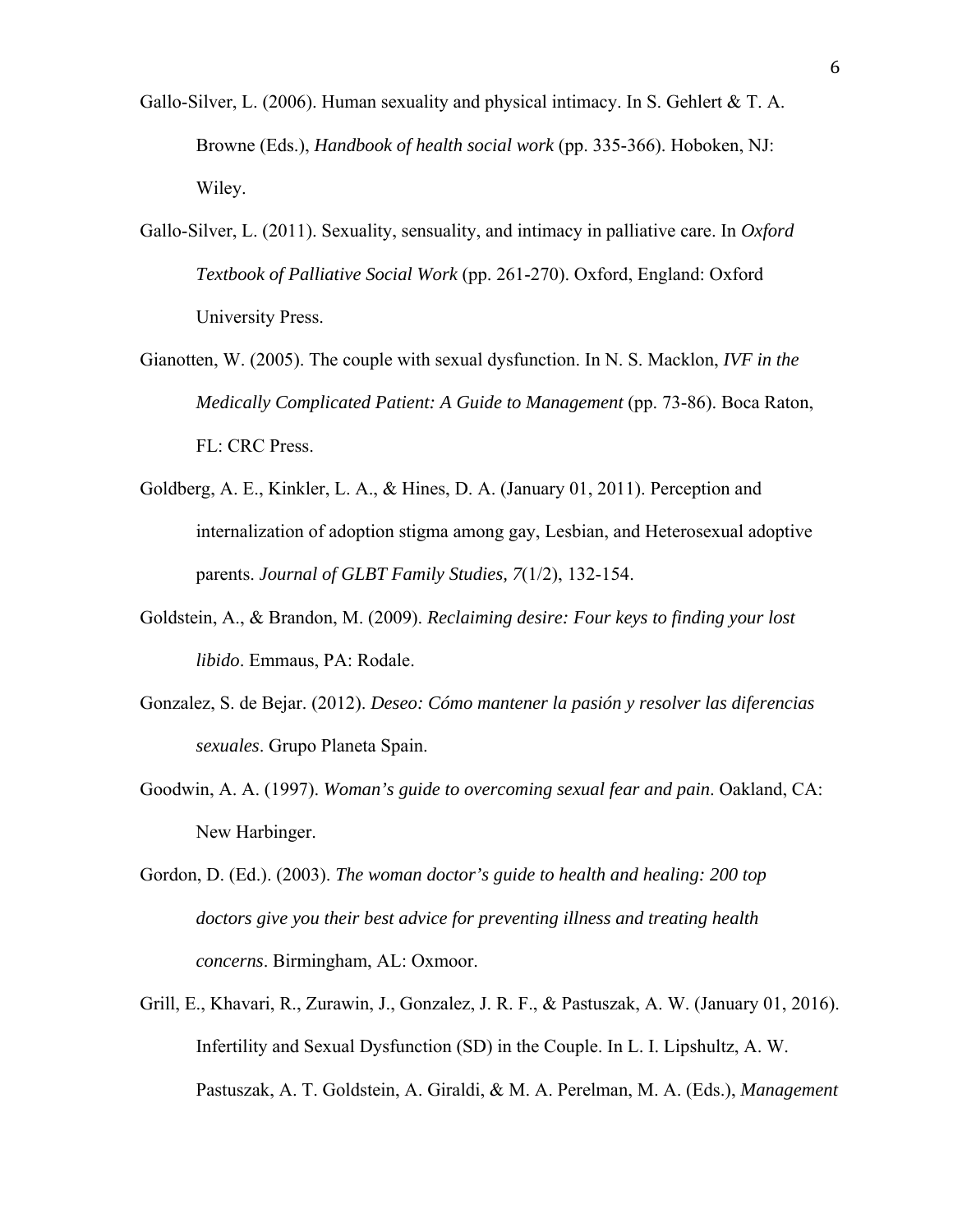Gallo-Silver, L. (2006). Human sexuality and physical intimacy. In S. Gehlert & T. A. Browne (Eds.), *Handbook of health social work* (pp. 335-366). Hoboken, NJ: Wiley.

Gallo-Silver, L. (2011). Sexuality, sensuality, and intimacy in palliative care. In *Oxford Textbook of Palliative Social Work* (pp. 261-270). Oxford, England: Oxford University Press.

Gianotten, W. (2005). The couple with sexual dysfunction. In N. S. Macklon, *IVF in the Medically Complicated Patient: A Guide to Management* (pp. 73-86). Boca Raton, FL: CRC Press.

Goldberg, A. E., Kinkler, L. A., & Hines, D. A. (January 01, 2011). Perception and internalization of adoption stigma among gay, Lesbian, and Heterosexual adoptive parents. *Journal of GLBT Family Studies, 7*(1/2), 132-154.

Goldstein, A., & Brandon, M. (2009). *Reclaiming desire: Four keys to finding your lost libido*. Emmaus, PA: Rodale.

Gonzalez, S. de Bejar. (2012). *Deseo: Cómo mantener la pasión y resolver las diferencias sexuales*. Grupo Planeta Spain.

Goodwin, A. A. (1997). *Woman's guide to overcoming sexual fear and pain*. Oakland, CA: New Harbinger.

Gordon, D. (Ed.). (2003). *The woman doctor's guide to health and healing: 200 top doctors give you their best advice for preventing illness and treating health concerns*. Birmingham, AL: Oxmoor.

Grill, E., Khavari, R., Zurawin, J., Gonzalez, J. R. F., & Pastuszak, A. W. (January 01, 2016). Infertility and Sexual Dysfunction (SD) in the Couple. In L. I. Lipshultz, A. W. Pastuszak, A. T. Goldstein, A. Giraldi, & M. A. Perelman, M. A. (Eds.), *Management*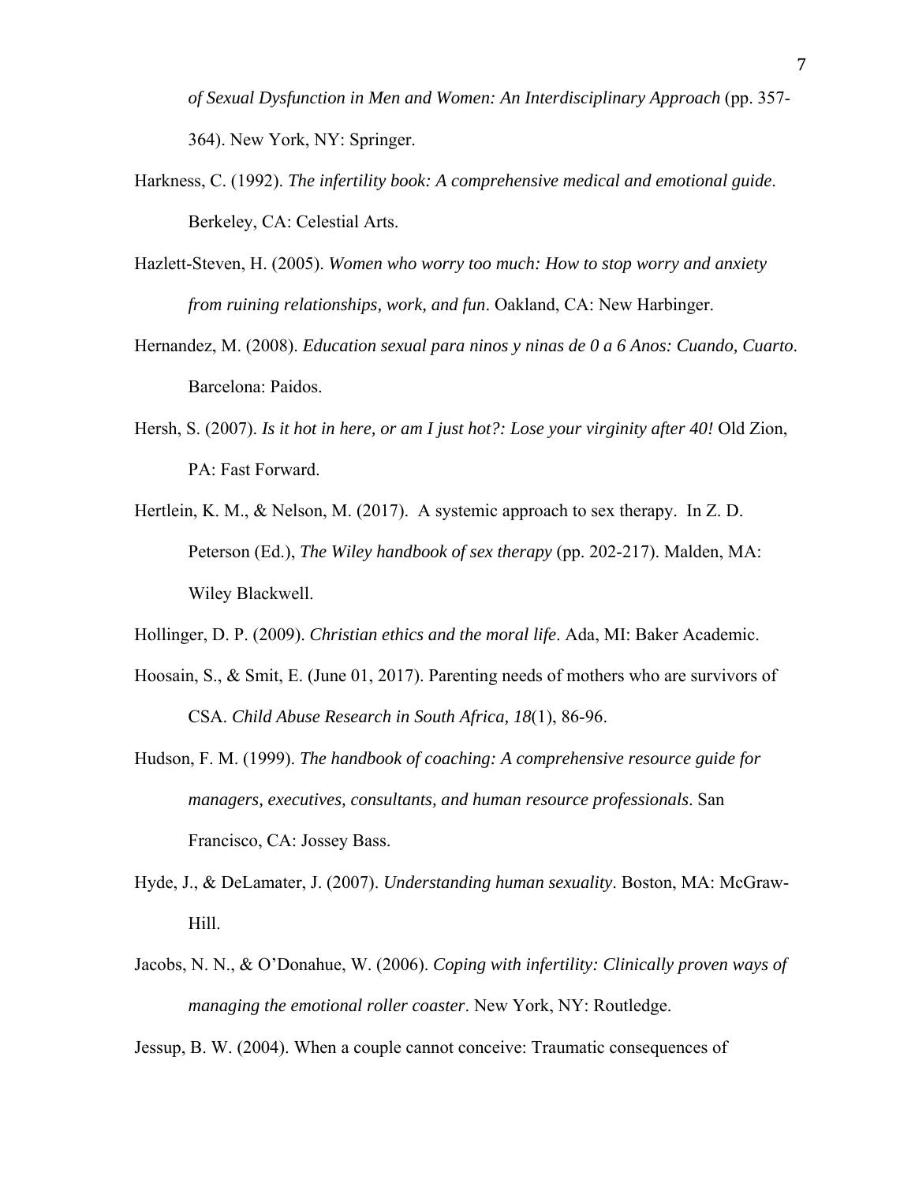*of Sexual Dysfunction in Men and Women: An Interdisciplinary Approach* (pp. 357-364). New York, NY: Springer.

Harkness, C. (1992). *The infertility book: A comprehensive medical and emotional guide*. Berkeley, CA: Celestial Arts.

Hazlett-Steven, H. (2005). *Women who worry too much: How to stop worry and anxiety from ruining relationships, work, and fun*. Oakland, CA: New Harbinger.

Hernandez, M. (2008). *Education sexual para ninos y ninas de 0 a 6 Anos: Cuando, Cuarto*. Barcelona: Paidos.

Hersh, S. (2007). *Is it hot in here, or am I just hot?: Lose your virginity after 40!* Old Zion, PA: Fast Forward.

Hertlein, K. M., & Nelson, M. (2017). A systemic approach to sex therapy. In Z. D. Peterson (Ed.), *The Wiley handbook of sex therapy* (pp. 202-217). Malden, MA: Wiley Blackwell.

Hollinger, D. P. (2009). *Christian ethics and the moral life*. Ada, MI: Baker Academic.

Hoosain, S., & Smit, E. (June 01, 2017). Parenting needs of mothers who are survivors of CSA. *Child Abuse Research in South Africa, 18*(1), 86-96.

Hudson, F. M. (1999). *The handbook of coaching: A comprehensive resource guide for managers, executives, consultants, and human resource professionals*. San Francisco, CA: Jossey Bass.

Hyde, J., & DeLamater, J. (2007). *Understanding human sexuality*. Boston, MA: McGraw-Hill.

Jacobs, N. N., & O'Donahue, W. (2006). *Coping with infertility: Clinically proven ways of managing the emotional roller coaster*. New York, NY: Routledge.

Jessup, B. W. (2004). When a couple cannot conceive: Traumatic consequences of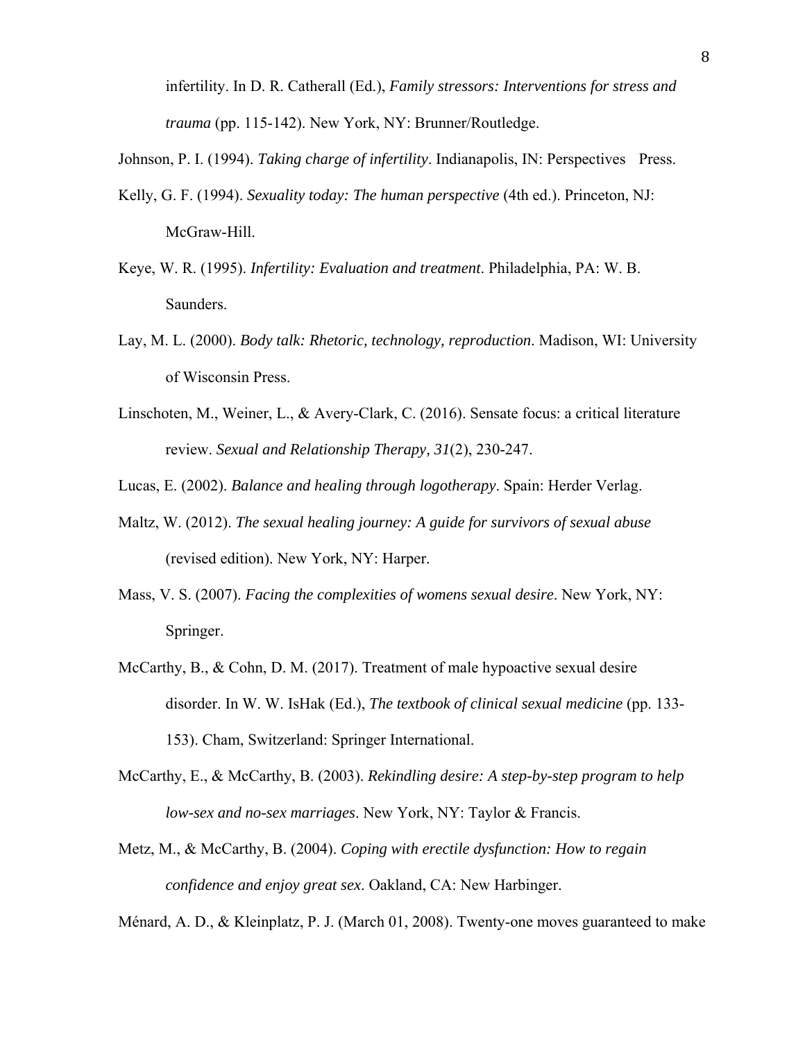infertility. In D. R. Catherall (Ed.), *Family stressors: Interventions for stress and trauma* (pp. 115-142). New York, NY: Brunner/Routledge.

Johnson, P. I. (1994). *Taking charge of infertility*. Indianapolis, IN: Perspectives Press.

Kelly, G. F. (1994). *Sexuality today: The human perspective* (4th ed.). Princeton, NJ: McGraw-Hill.

Keye, W. R. (1995). *Infertility: Evaluation and treatment*. Philadelphia, PA: W. B. Saunders.

Lay, M. L. (2000). *Body talk: Rhetoric, technology, reproduction*. Madison, WI: University of Wisconsin Press.

Linschoten, M., Weiner, L., & Avery-Clark, C. (2016). Sensate focus: a critical literature review. *Sexual and Relationship Therapy, 31*(2), 230-247.

Lucas, E. (2002). *Balance and healing through logotherapy*. Spain: Herder Verlag.

Maltz, W. (2012). *The sexual healing journey: A guide for survivors of sexual abuse* (revised edition). New York, NY: Harper.

Mass, V. S. (2007). *Facing the complexities of womens sexual desire*. New York, NY: Springer.

McCarthy, B., & Cohn, D. M. (2017). Treatment of male hypoactive sexual desire disorder. In W. W. IsHak (Ed.), *The textbook of clinical sexual medicine* (pp. 133-153). Cham, Switzerland: Springer International.

McCarthy, E., & McCarthy, B. (2003). *Rekindling desire: A step-by-step program to help low-sex and no-sex marriages*. New York, NY: Taylor & Francis.

Metz, M., & McCarthy, B. (2004). *Coping with erectile dysfunction: How to regain confidence and enjoy great sex*. Oakland, CA: New Harbinger.

Ménard, A. D., & Kleinplatz, P. J. (March 01, 2008). Twenty-one moves guaranteed to make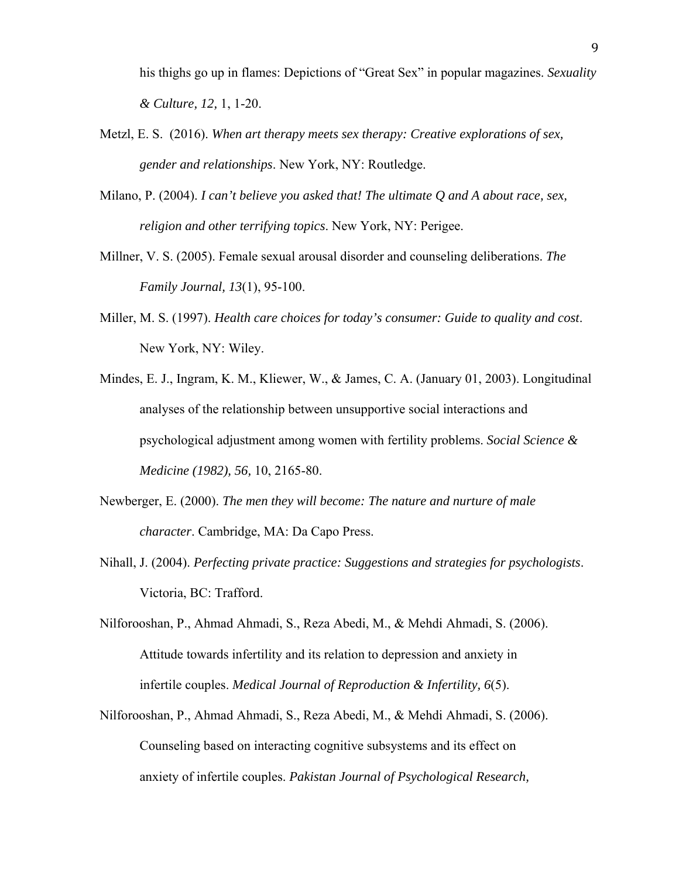his thighs go up in flames: Depictions of "Great Sex" in popular magazines. *Sexuality & Culture, 12,* 1, 1-20.

Metzl, E. S. (2016). *When art therapy meets sex therapy: Creative explorations of sex, gender and relationships*. New York, NY: Routledge.

Milano, P. (2004). *I can't believe you asked that! The ultimate Q and A about race, sex, religion and other terrifying topics*. New York, NY: Perigee.

Millner, V. S. (2005). Female sexual arousal disorder and counseling deliberations. *The Family Journal, 13*(1), 95-100.

Miller, M. S. (1997). *Health care choices for today's consumer: Guide to quality and cost*. New York, NY: Wiley.

Mindes, E. J., Ingram, K. M., Kliewer, W., & James, C. A. (January 01, 2003). Longitudinal analyses of the relationship between unsupportive social interactions and psychological adjustment among women with fertility problems. *Social Science & Medicine (1982), 56,* 10, 2165-80.

Newberger, E. (2000). *The men they will become: The nature and nurture of male character*. Cambridge, MA: Da Capo Press.

Nihall, J. (2004). *Perfecting private practice: Suggestions and strategies for psychologists*. Victoria, BC: Trafford.

Nilforooshan, P., Ahmad Ahmadi, S., Reza Abedi, M., & Mehdi Ahmadi, S. (2006). Attitude towards infertility and its relation to depression and anxiety in infertile couples. *Medical Journal of Reproduction & Infertility, 6*(5).

Nilforooshan, P., Ahmad Ahmadi, S., Reza Abedi, M., & Mehdi Ahmadi, S. (2006). Counseling based on interacting cognitive subsystems and its effect on anxiety of infertile couples. *Pakistan Journal of Psychological Research,*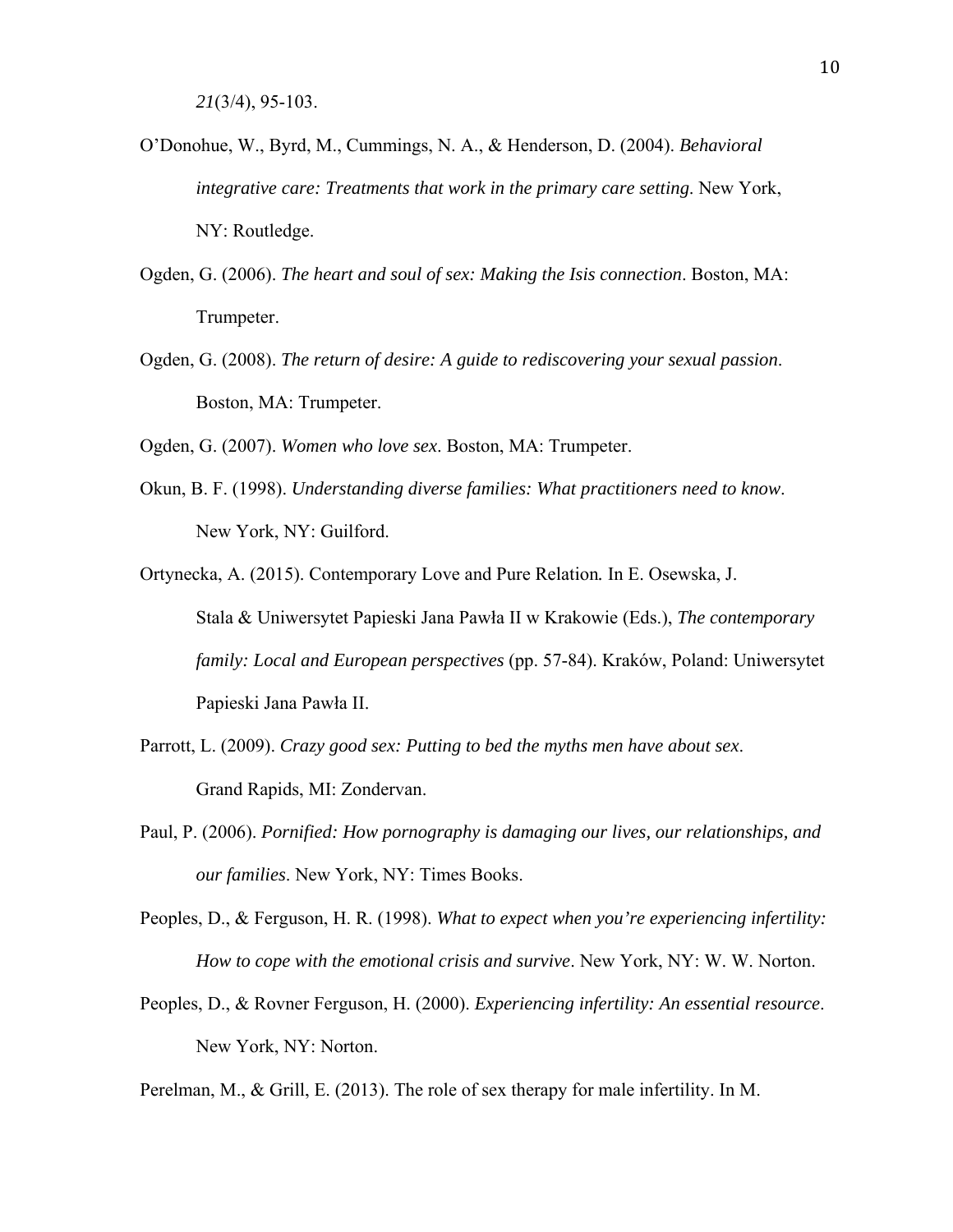*21*(3/4), 95-103.

O'Donohue, W., Byrd, M., Cummings, N. A., & Henderson, D. (2004). *Behavioral integrative care: Treatments that work in the primary care setting*. New York, NY: Routledge.

Ogden, G. (2006). *The heart and soul of sex: Making the Isis connection*. Boston, MA: Trumpeter.

Ogden, G. (2008). *The return of desire: A guide to rediscovering your sexual passion*. Boston, MA: Trumpeter.

Ogden, G. (2007). *Women who love sex*. Boston, MA: Trumpeter.

Okun, B. F. (1998). *Understanding diverse families: What practitioners need to know*. New York, NY: Guilford.

Ortynecka, A. (2015). Contemporary Love and Pure Relation*.* In E. Osewska, J. Stala & Uniwersytet Papieski Jana Pawła II w Krakowie (Eds.), *The contemporary family: Local and European perspectives* (pp. 57-84). Kraków, Poland: Uniwersytet Papieski Jana Pawła II.

Parrott, L. (2009). *Crazy good sex: Putting to bed the myths men have about sex*. Grand Rapids, MI: Zondervan.

Paul, P. (2006). *Pornified: How pornography is damaging our lives, our relationships, and our families*. New York, NY: Times Books.

Peoples, D., & Ferguson, H. R. (1998). *What to expect when you're experiencing infertility: How to cope with the emotional crisis and survive*. New York, NY: W. W. Norton.

Peoples, D., & Rovner Ferguson, H. (2000). *Experiencing infertility: An essential resource*. New York, NY: Norton.

Perelman, M., & Grill, E. (2013). The role of sex therapy for male infertility. In M.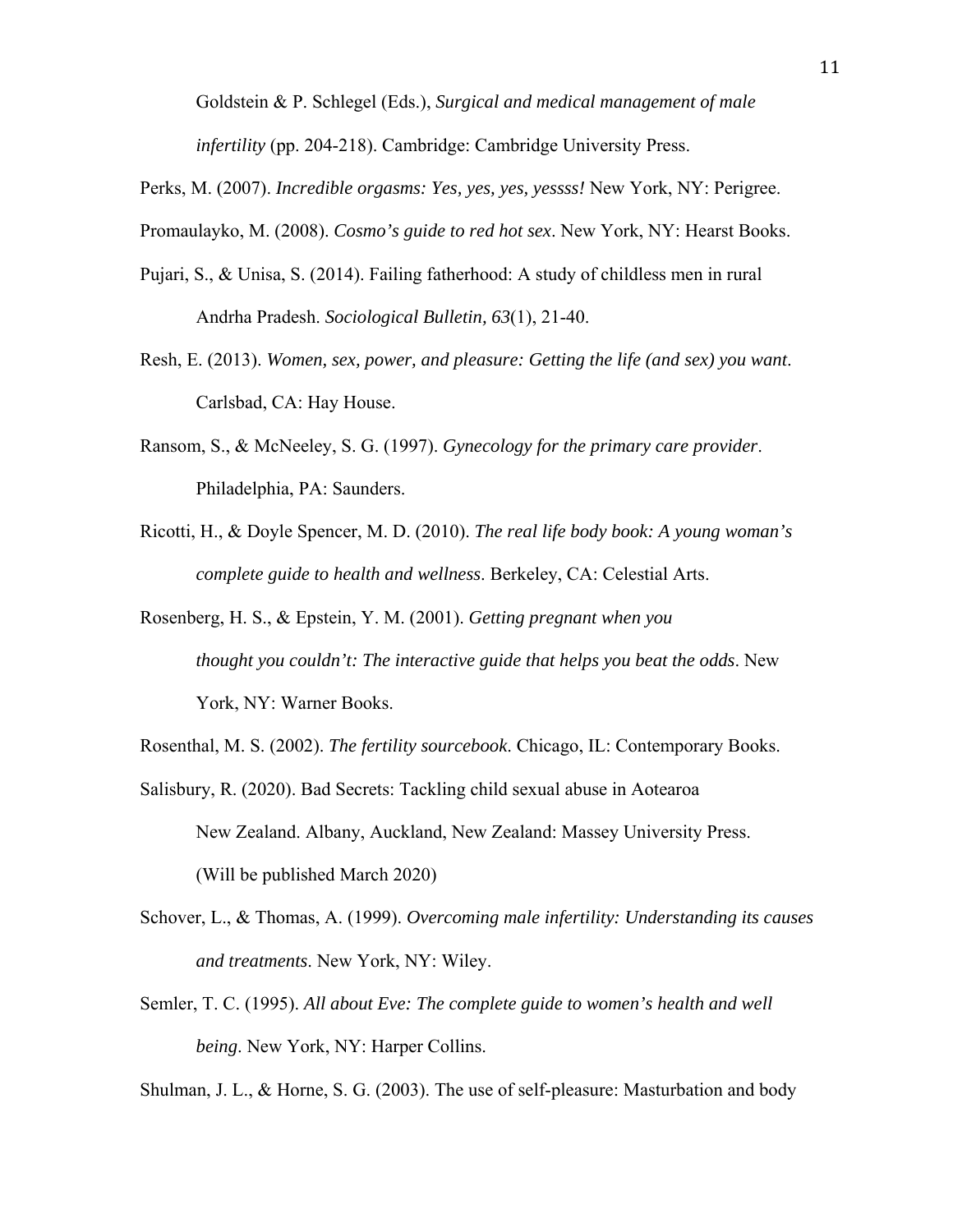Goldstein & P. Schlegel (Eds.), *Surgical and medical management of male infertility* (pp. 204-218). Cambridge: Cambridge University Press.

Perks, M. (2007). *Incredible orgasms: Yes, yes, yes, yessss!* New York, NY: Perigree.

Promaulayko, M. (2008). *Cosmo's guide to red hot sex*. New York, NY: Hearst Books.

Pujari, S., & Unisa, S. (2014). Failing fatherhood: A study of childless men in rural Andrha Pradesh. *Sociological Bulletin, 63*(1), 21-40.

Resh, E. (2013). *Women, sex, power, and pleasure: Getting the life (and sex) you want*. Carlsbad, CA: Hay House.

Ransom, S., & McNeeley, S. G. (1997). *Gynecology for the primary care provider*. Philadelphia, PA: Saunders.

Ricotti, H., & Doyle Spencer, M. D. (2010). *The real life body book: A young woman's complete guide to health and wellness*. Berkeley, CA: Celestial Arts.

Rosenberg, H. S., & Epstein, Y. M. (2001). *Getting pregnant when you thought you couldn't: The interactive guide that helps you beat the odds*. New York, NY: Warner Books.

Rosenthal, M. S. (2002). *The fertility sourcebook*. Chicago, IL: Contemporary Books.

Salisbury, R. (2020). Bad Secrets: Tackling child sexual abuse in Aotearoa New Zealand. Albany, Auckland, New Zealand: Massey University Press. (Will be published March 2020)

Schover, L., & Thomas, A. (1999). *Overcoming male infertility: Understanding its causes and treatments*. New York, NY: Wiley.

Semler, T. C. (1995). *All about Eve: The complete guide to women's health and well being*. New York, NY: Harper Collins.

Shulman, J. L., & Horne, S. G. (2003). The use of self-pleasure: Masturbation and body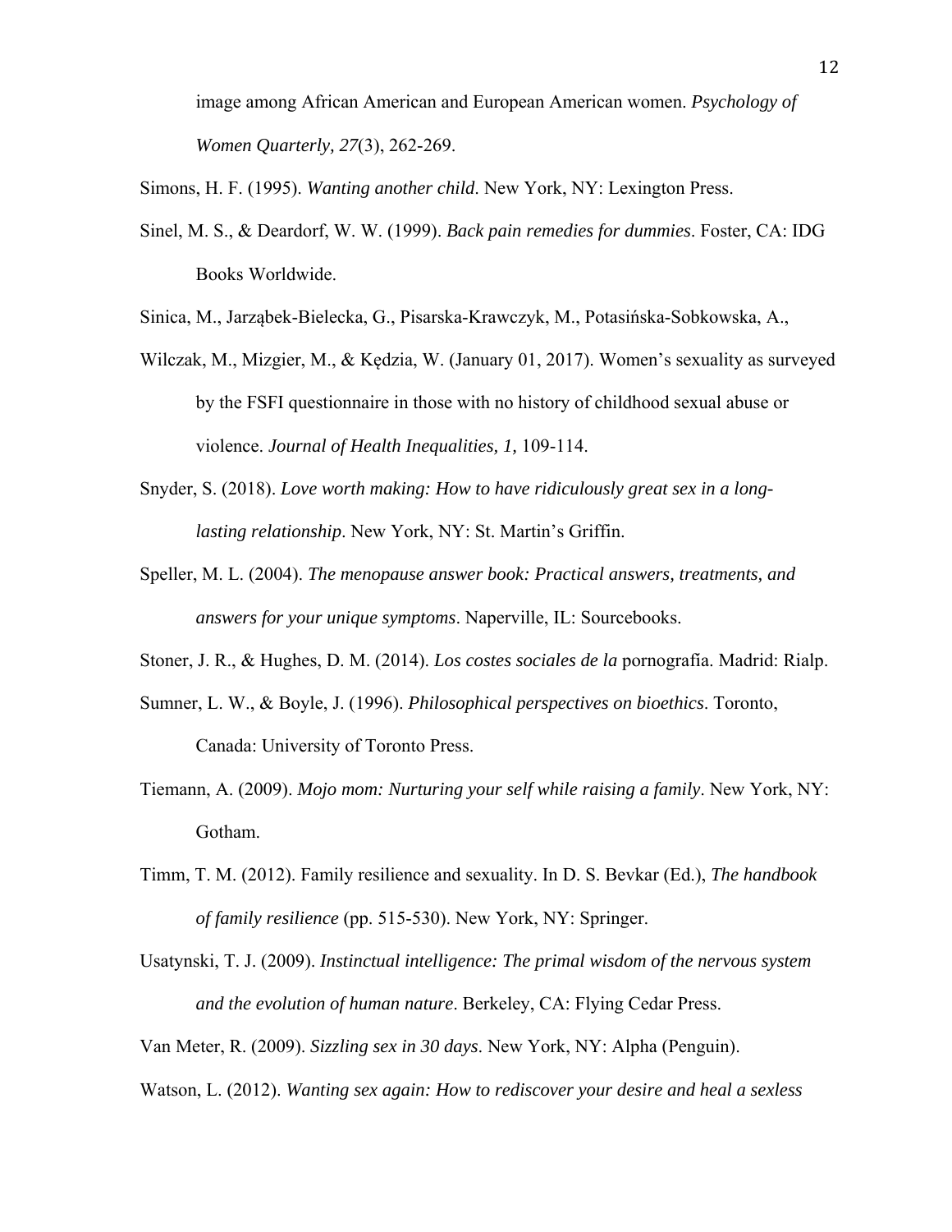image among African American and European American women. *Psychology of Women Quarterly, 27*(3), 262-269.

Simons, H. F. (1995). *Wanting another child*. New York, NY: Lexington Press.

Sinel, M. S., & Deardorf, W. W. (1999). *Back pain remedies for dummies*. Foster, CA: IDG Books Worldwide.

Sinica, M., Jarząbek-Bielecka, G., Pisarska-Krawczyk, M., Potasińska-Sobkowska, A.,

Wilczak, M., Mizgier, M., & Kędzia, W. (January 01, 2017). Women's sexuality as surveyed by the FSFI questionnaire in those with no history of childhood sexual abuse or violence. *Journal of Health Inequalities, 1,* 109-114.

Snyder, S. (2018). *Love worth making: How to have ridiculously great sex in a long-lasting relationship*. New York, NY: St. Martin's Griffin.

Speller, M. L. (2004). *The menopause answer book: Practical answers, treatments, and answers for your unique symptoms*. Naperville, IL: Sourcebooks.

Stoner, J. R., & Hughes, D. M. (2014). *Los costes sociales de la* pornografía. Madrid: Rialp.

Sumner, L. W., & Boyle, J. (1996). *Philosophical perspectives on bioethics*. Toronto, Canada: University of Toronto Press.

Tiemann, A. (2009). *Mojo mom: Nurturing your self while raising a family*. New York, NY: Gotham.

Timm, T. M. (2012). Family resilience and sexuality. In D. S. Bevkar (Ed.), *The handbook of family resilience* (pp. 515-530). New York, NY: Springer.

Usatynski, T. J. (2009). *Instinctual intelligence: The primal wisdom of the nervous system and the evolution of human nature*. Berkeley, CA: Flying Cedar Press.

Van Meter, R. (2009). *Sizzling sex in 30 days*. New York, NY: Alpha (Penguin).

Watson, L. (2012). *Wanting sex again: How to rediscover your desire and heal a sexless*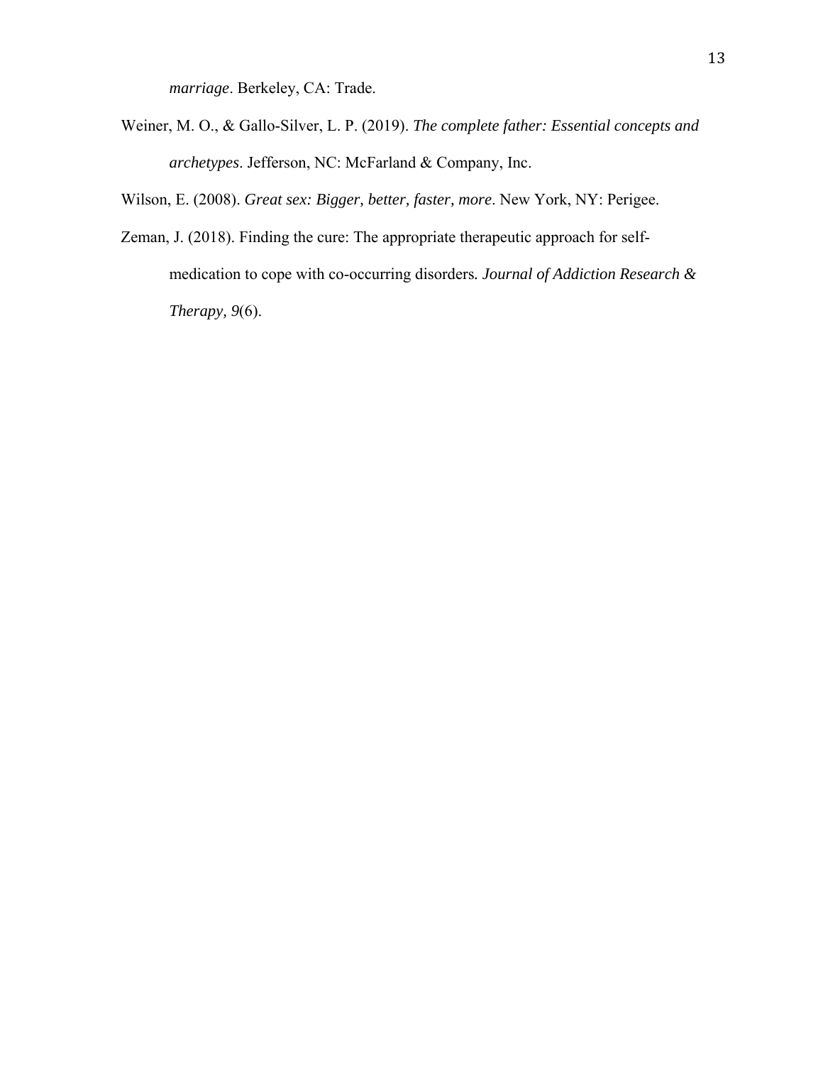*marriage*. Berkeley, CA: Trade.

Weiner, M. O., & Gallo-Silver, L. P. (2019). *The complete father: Essential concepts and archetypes*. Jefferson, NC: McFarland & Company, Inc.

Wilson, E. (2008). *Great sex: Bigger, better, faster, more*. New York, NY: Perigee.

Zeman, J. (2018). Finding the cure: The appropriate therapeutic approach for self-medication to cope with co-occurring disorders. *Journal of Addiction Research & Therapy, 9*(6).